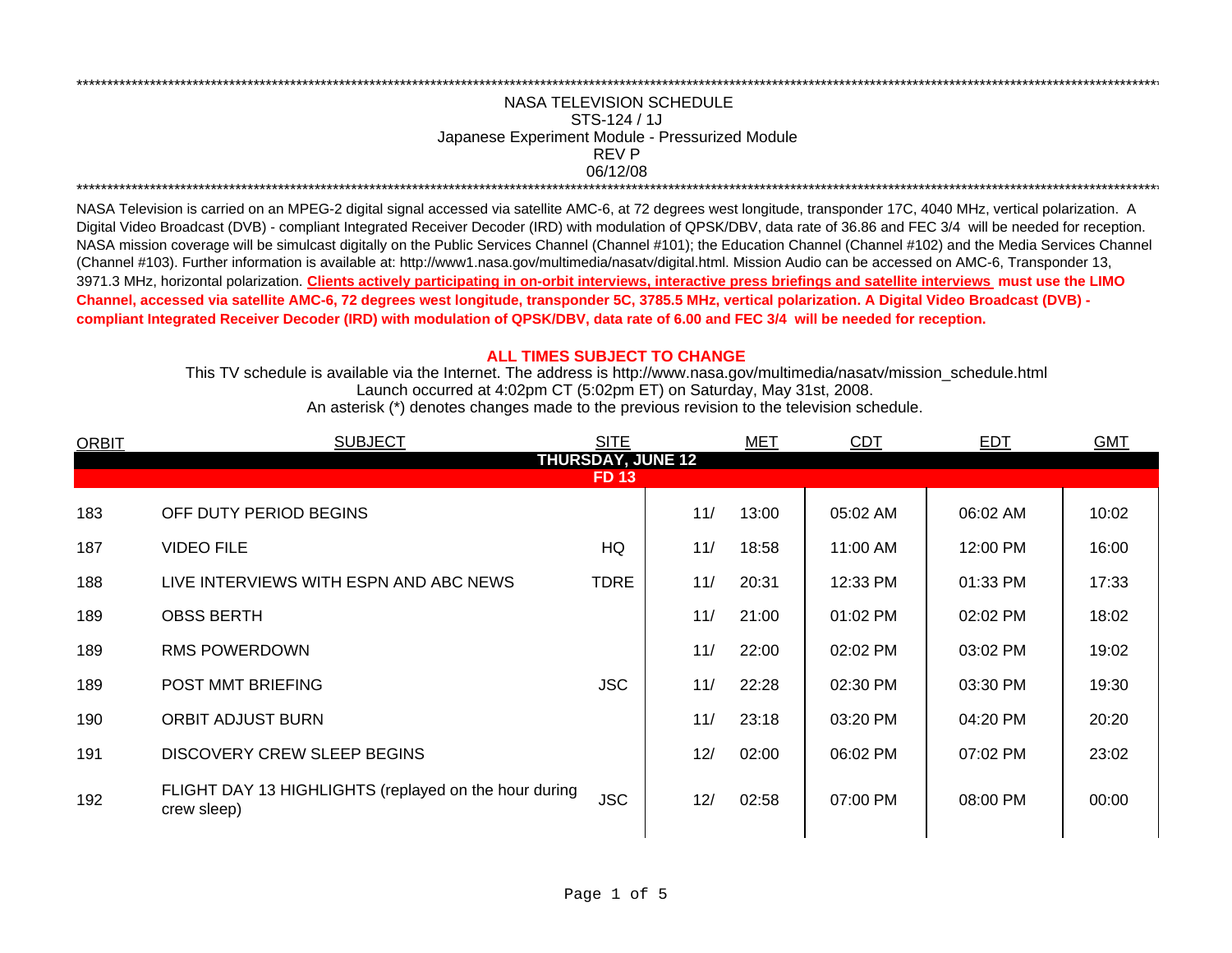*******************************************************************************************************************************************************************

# NASA TELEVISION SCHEDULE

STS-124 / 1J

Japanese Experiment Module - Pressurized Module

REV P

06/12/08

*******************************************************************************************************************************************************************

NASA Television is carried on an MPEG-2 digital signal accessed via satellite AMC-6, at 72 degrees west longitude, transponder 17C, 4040 MHz, vertical polarization. A Digital Video Broadcast (DVB) - compliant Integrated Receiver Decoder (IRD) with modulation of QPSK/DBV, data rate of 36.86 and FEC 3/4 will be needed for reception. NASA mission coverage will be simulcast digitally on the Public Services Channel (Channel #101); the Education Channel (Channel #102) and the Media Services Channel (Channel #103). Further information is available at: http://www1.nasa.gov/multimedia/nasatv/digital.html. Mission Audio can be accessed on AMC-6, Transponder 13, 3971.3 MHz, horizontal polarization. **Clients actively participating in on-orbit interviews, interactive press briefings and satellite interviews must use the LIMO Channel, accessed via satellite AMC-6, 72 degrees west longitude, transponder 5C, 3785.5 MHz, vertical polarization. A Digital Video Broadcast (DVB) - compliant Integrated Receiver Decoder (IRD) with modulation of QPSK/DBV, data rate of 6.00 and FEC 3/4 will be needed for reception.**

**ALL TIMES SUBJECT TO CHANGE**

This TV schedule is available via the Internet. The address is http://www.nasa.gov/multimedia/nasatv/mission_schedule.html

Launch occurred at 4:02pm CT (5:02pm ET) on Saturday, May 31st, 2008.

An asterisk (*) denotes changes made to the previous revision to the television schedule.

| ORBIT | SUBJECT | SITE | MET | | CDT | EDT | GMT |
|---|---|---|---|---|---|---|---|
| **THURSDAY, JUNE 12** | | | | | | | |
| **FD 13** | | | | | | | |
| 183 | OFF DUTY PERIOD BEGINS | | 11/ | 13:00 | 05:02 AM | 06:02 AM | 10:02 |
| 187 | VIDEO FILE | HQ | 11/ | 18:58 | 11:00 AM | 12:00 PM | 16:00 |
| 188 | LIVE INTERVIEWS WITH ESPN AND ABC NEWS | TDRE | 11/ | 20:31 | 12:33 PM | 01:33 PM | 17:33 |
| 189 | OBSS BERTH | | 11/ | 21:00 | 01:02 PM | 02:02 PM | 18:02 |
| 189 | RMS POWERDOWN | | 11/ | 22:00 | 02:02 PM | 03:02 PM | 19:02 |
| 189 | POST MMT BRIEFING | JSC | 11/ | 22:28 | 02:30 PM | 03:30 PM | 19:30 |
| 190 | ORBIT ADJUST BURN | | 11/ | 23:18 | 03:20 PM | 04:20 PM | 20:20 |
| 191 | DISCOVERY CREW SLEEP BEGINS | | 12/ | 02:00 | 06:02 PM | 07:02 PM | 23:02 |
| 192 | FLIGHT DAY 13 HIGHLIGHTS (replayed on the hour during crew sleep) | JSC | 12/ | 02:58 | 07:00 PM | 08:00 PM | 00:00 |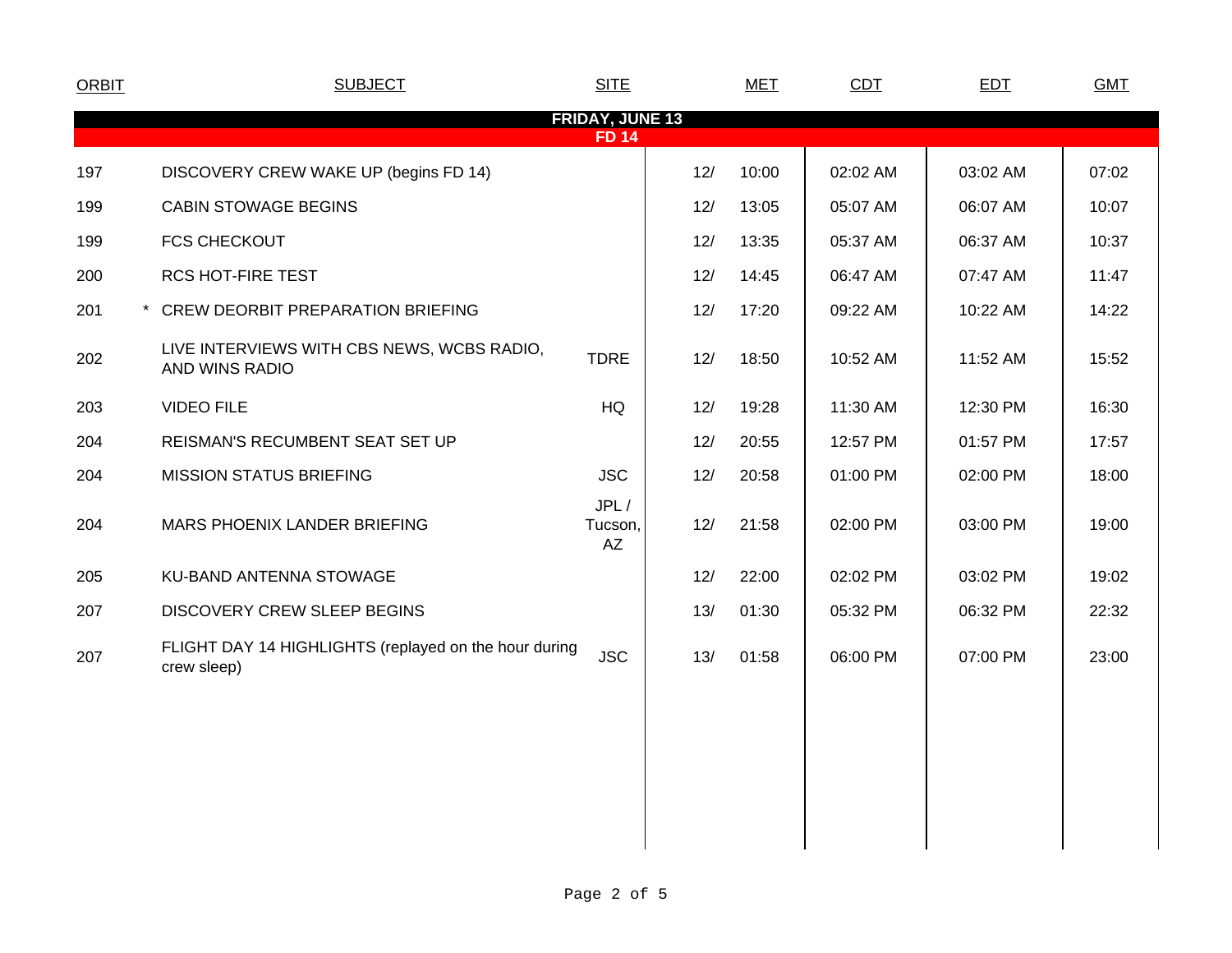| ORBIT | | SUBJECT | SITE | MET | | CDT | EDT | GMT |
|---|---|---|---|---|---|---|---|---|
| **FRIDAY, JUNE 13** | | | | | | | | |
| **FD 14** | | | | | | | | |
| 197 | | DISCOVERY CREW WAKE UP (begins FD 14) | | 12/ | 10:00 | 02:02 AM | 03:02 AM | 07:02 |
| 199 | | CABIN STOWAGE BEGINS | | 12/ | 13:05 | 05:07 AM | 06:07 AM | 10:07 |
| 199 | | FCS CHECKOUT | | 12/ | 13:35 | 05:37 AM | 06:37 AM | 10:37 |
| 200 | | RCS HOT-FIRE TEST | | 12/ | 14:45 | 06:47 AM | 07:47 AM | 11:47 |
| 201 | * | CREW DEORBIT PREPARATION BRIEFING | | 12/ | 17:20 | 09:22 AM | 10:22 AM | 14:22 |
| 202 | | LIVE INTERVIEWS WITH CBS NEWS, WCBS RADIO, AND WINS RADIO | TDRE | 12/ | 18:50 | 10:52 AM | 11:52 AM | 15:52 |
| 203 | | VIDEO FILE | HQ | 12/ | 19:28 | 11:30 AM | 12:30 PM | 16:30 |
| 204 | | REISMAN'S RECUMBENT SEAT SET UP | | 12/ | 20:55 | 12:57 PM | 01:57 PM | 17:57 |
| 204 | | MISSION STATUS BRIEFING | JSC | 12/ | 20:58 | 01:00 PM | 02:00 PM | 18:00 |
| 204 | | MARS PHOENIX LANDER BRIEFING | JPL / Tucson, AZ | 12/ | 21:58 | 02:00 PM | 03:00 PM | 19:00 |
| 205 | | KU-BAND ANTENNA STOWAGE | | 12/ | 22:00 | 02:02 PM | 03:02 PM | 19:02 |
| 207 | | DISCOVERY CREW SLEEP BEGINS | | 13/ | 01:30 | 05:32 PM | 06:32 PM | 22:32 |
| 207 | | FLIGHT DAY 14 HIGHLIGHTS (replayed on the hour during crew sleep) | JSC | 13/ | 01:58 | 06:00 PM | 07:00 PM | 23:00 |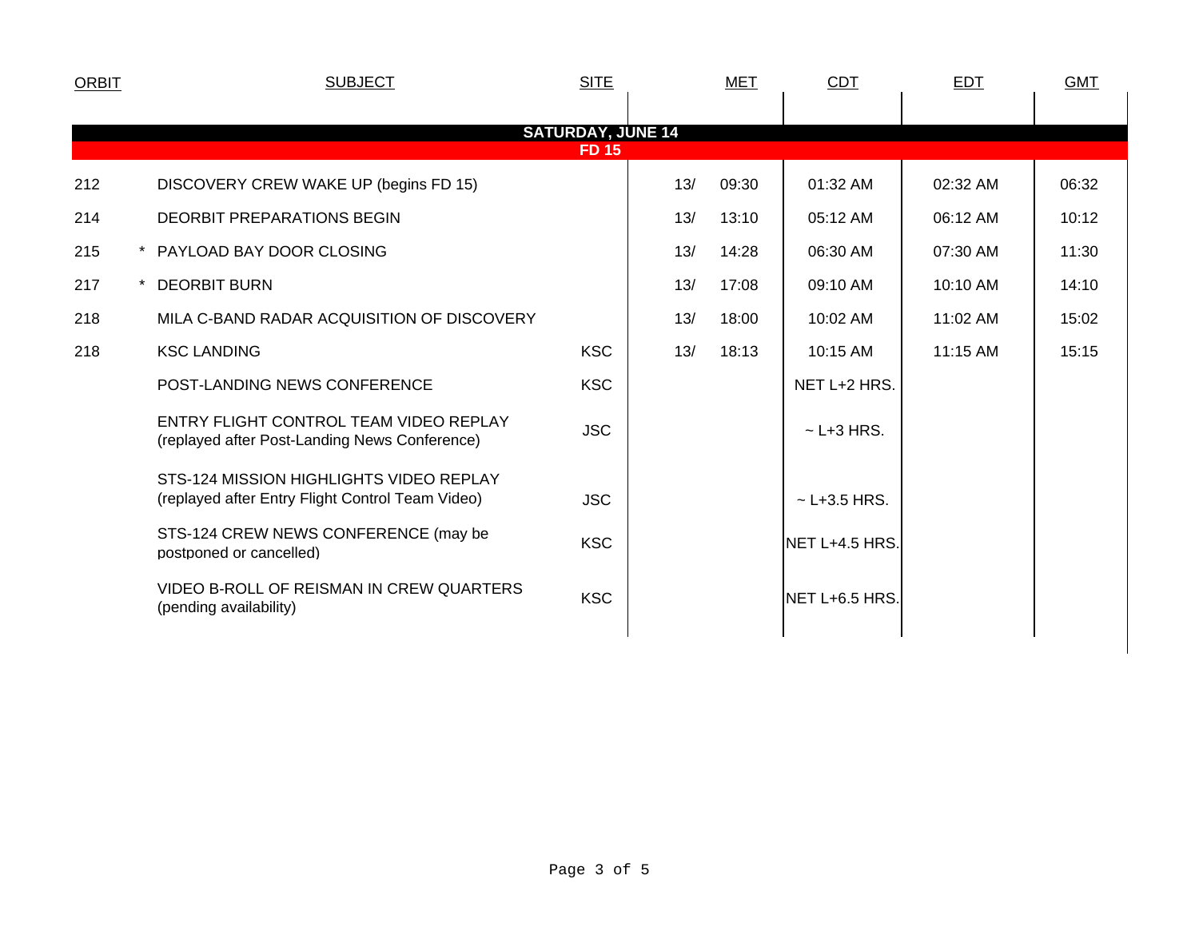| ORBIT | | SUBJECT | SITE | MET | | CDT | EDT | GMT |
|---|---|---|---|---|---|---|---|---|
| | | **SATURDAY, JUNE 14** | | | | | | |
| | | **FD 15** | | | | | | |
| 212 | | DISCOVERY CREW WAKE UP (begins FD 15) | | 13/ | 09:30 | 01:32 AM | 02:32 AM | 06:32 |
| 214 | | DEORBIT PREPARATIONS BEGIN | | 13/ | 13:10 | 05:12 AM | 06:12 AM | 10:12 |
| 215 | * | PAYLOAD BAY DOOR CLOSING | | 13/ | 14:28 | 06:30 AM | 07:30 AM | 11:30 |
| 217 | * | DEORBIT BURN | | 13/ | 17:08 | 09:10 AM | 10:10 AM | 14:10 |
| 218 | | MILA C-BAND RADAR ACQUISITION OF DISCOVERY | | 13/ | 18:00 | 10:02 AM | 11:02 AM | 15:02 |
| 218 | | KSC LANDING | KSC | 13/ | 18:13 | 10:15 AM | 11:15 AM | 15:15 |
| | | POST-LANDING NEWS CONFERENCE | KSC | | | NET L+2 HRS. | | |
| | | ENTRY FLIGHT CONTROL TEAM VIDEO REPLAY (replayed after Post-Landing News Conference) | JSC | | | ~ L+3 HRS. | | |
| | | STS-124 MISSION HIGHLIGHTS VIDEO REPLAY (replayed after Entry Flight Control Team Video) | JSC | | | ~ L+3.5 HRS. | | |
| | | STS-124 CREW NEWS CONFERENCE (may be postponed or cancelled) | KSC | | | NET L+4.5 HRS. | | |
| | | VIDEO B-ROLL OF REISMAN IN CREW QUARTERS (pending availability) | KSC | | | NET L+6.5 HRS. | | |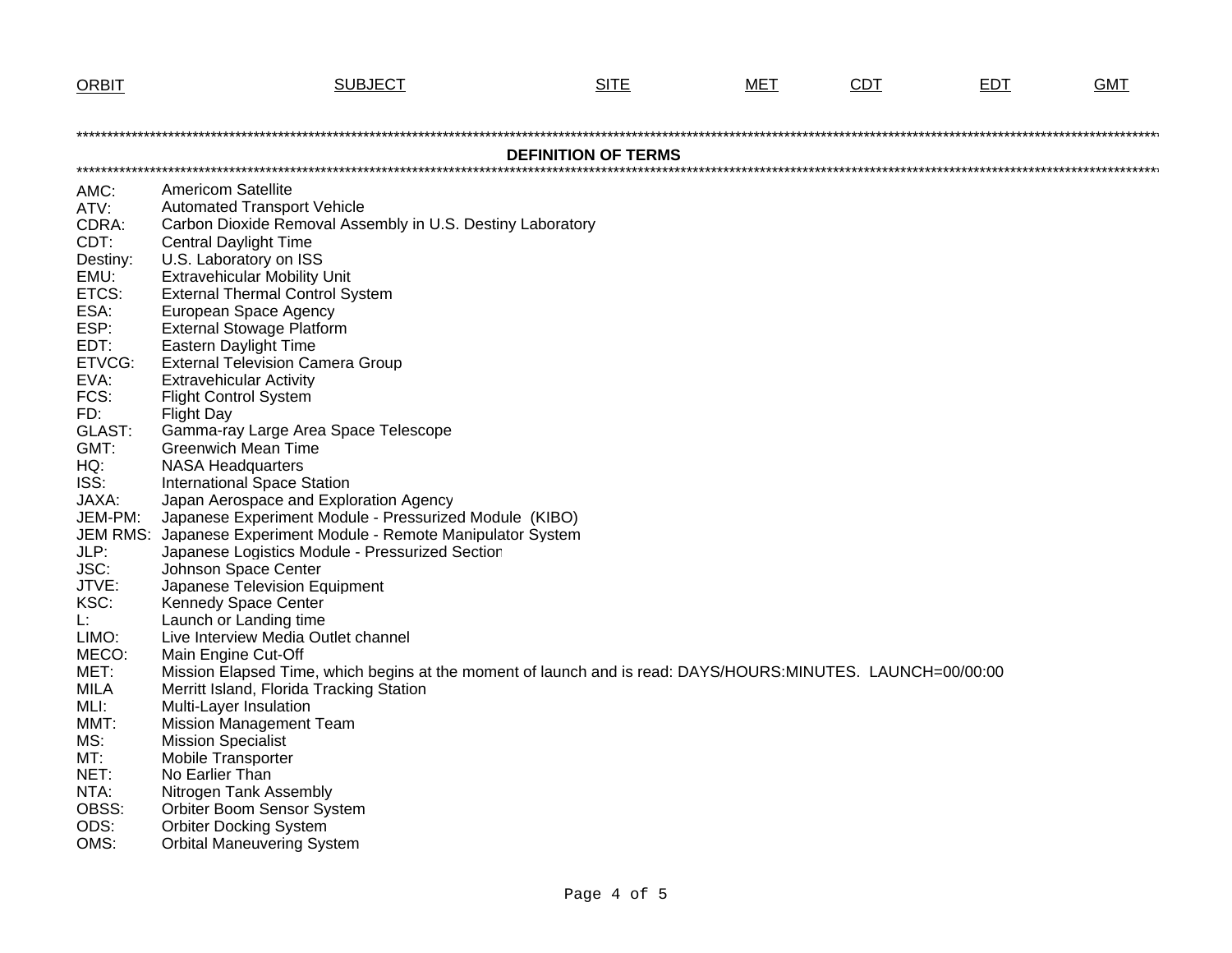| ORBIT | SUBJECT | SITE | MET | CDT | EDT | GMT |
|---|---|---|---|---|---|---|

## DEFINITION OF TERMS

| | |
|---|---|
| AMC: | Americom Satellite |
| ATV: | Automated Transport Vehicle |
| CDRA: | Carbon Dioxide Removal Assembly in U.S. Destiny Laboratory |
| CDT: | Central Daylight Time |
| Destiny: | U.S. Laboratory on ISS |
| EMU: | Extravehicular Mobility Unit |
| ETCS: | External Thermal Control System |
| ESA: | European Space Agency |
| ESP: | External Stowage Platform |
| EDT: | Eastern Daylight Time |
| ETVCG: | External Television Camera Group |
| EVA: | Extravehicular Activity |
| FCS: | Flight Control System |
| FD: | Flight Day |
| GLAST: | Gamma-ray Large Area Space Telescope |
| GMT: | Greenwich Mean Time |
| HQ: | NASA Headquarters |
| ISS: | International Space Station |
| JAXA: | Japan Aerospace and Exploration Agency |
| JEM-PM: | Japanese Experiment Module - Pressurized Module (KIBO) |
| JEM RMS: | Japanese Experiment Module - Remote Manipulator System |
| JLP: | Japanese Logistics Module - Pressurized Section |
| JSC: | Johnson Space Center |
| JTVE: | Japanese Television Equipment |
| KSC: | Kennedy Space Center |
| L: | Launch or Landing time |
| LIMO: | Live Interview Media Outlet channel |
| MECO: | Main Engine Cut-Off |
| MET: | Mission Elapsed Time, which begins at the moment of launch and is read: DAYS/HOURS:MINUTES. LAUNCH=00/00:00 |
| MILA | Merritt Island, Florida Tracking Station |
| MLI: | Multi-Layer Insulation |
| MMT: | Mission Management Team |
| MS: | Mission Specialist |
| MT: | Mobile Transporter |
| NET: | No Earlier Than |
| NTA: | Nitrogen Tank Assembly |
| OBSS: | Orbiter Boom Sensor System |
| ODS: | Orbiter Docking System |
| OMS: | Orbital Maneuvering System |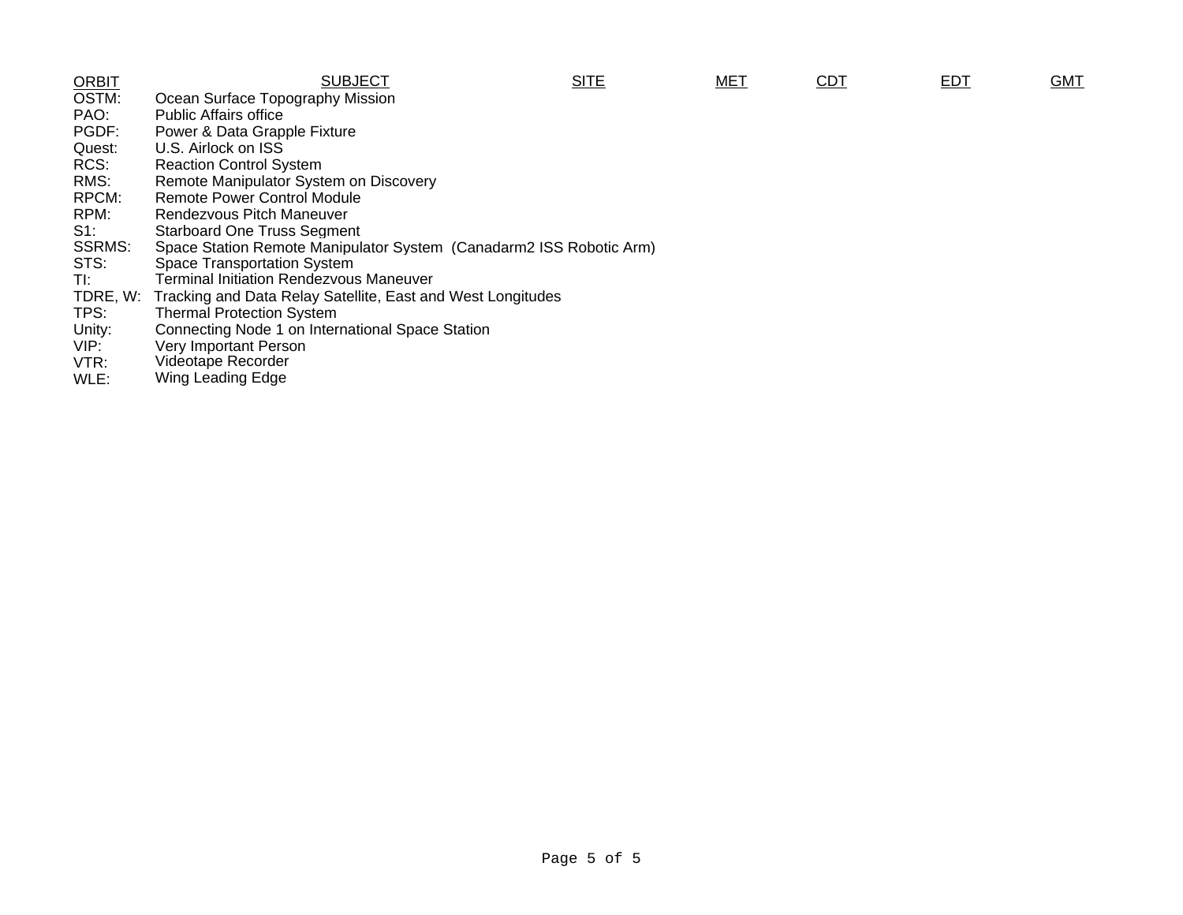| ORBIT | SUBJECT | SITE | MET | CDT | EDT | GMT |
|---|---|---|---|---|---|---|
| OSTM: | Ocean Surface Topography Mission | | | | | |
| PAO: | Public Affairs office | | | | | |
| PGDF: | Power & Data Grapple Fixture | | | | | |
| Quest: | U.S. Airlock on ISS | | | | | |
| RCS: | Reaction Control System | | | | | |
| RMS: | Remote Manipulator System on Discovery | | | | | |
| RPCM: | Remote Power Control Module | | | | | |
| RPM: | Rendezvous Pitch Maneuver | | | | | |
| S1: | Starboard One Truss Segment | | | | | |
| SSRMS: | Space Station Remote Manipulator System (Canadarm2 ISS Robotic Arm) | | | | | |
| STS: | Space Transportation System | | | | | |
| TI: | Terminal Initiation Rendezvous Maneuver | | | | | |
| TDRE, W: | Tracking and Data Relay Satellite, East and West Longitudes | | | | | |
| TPS: | Thermal Protection System | | | | | |
| Unity: | Connecting Node 1 on International Space Station | | | | | |
| VIP: | Very Important Person | | | | | |
| VTR: | Videotape Recorder | | | | | |
| WLE: | Wing Leading Edge | | | | | |